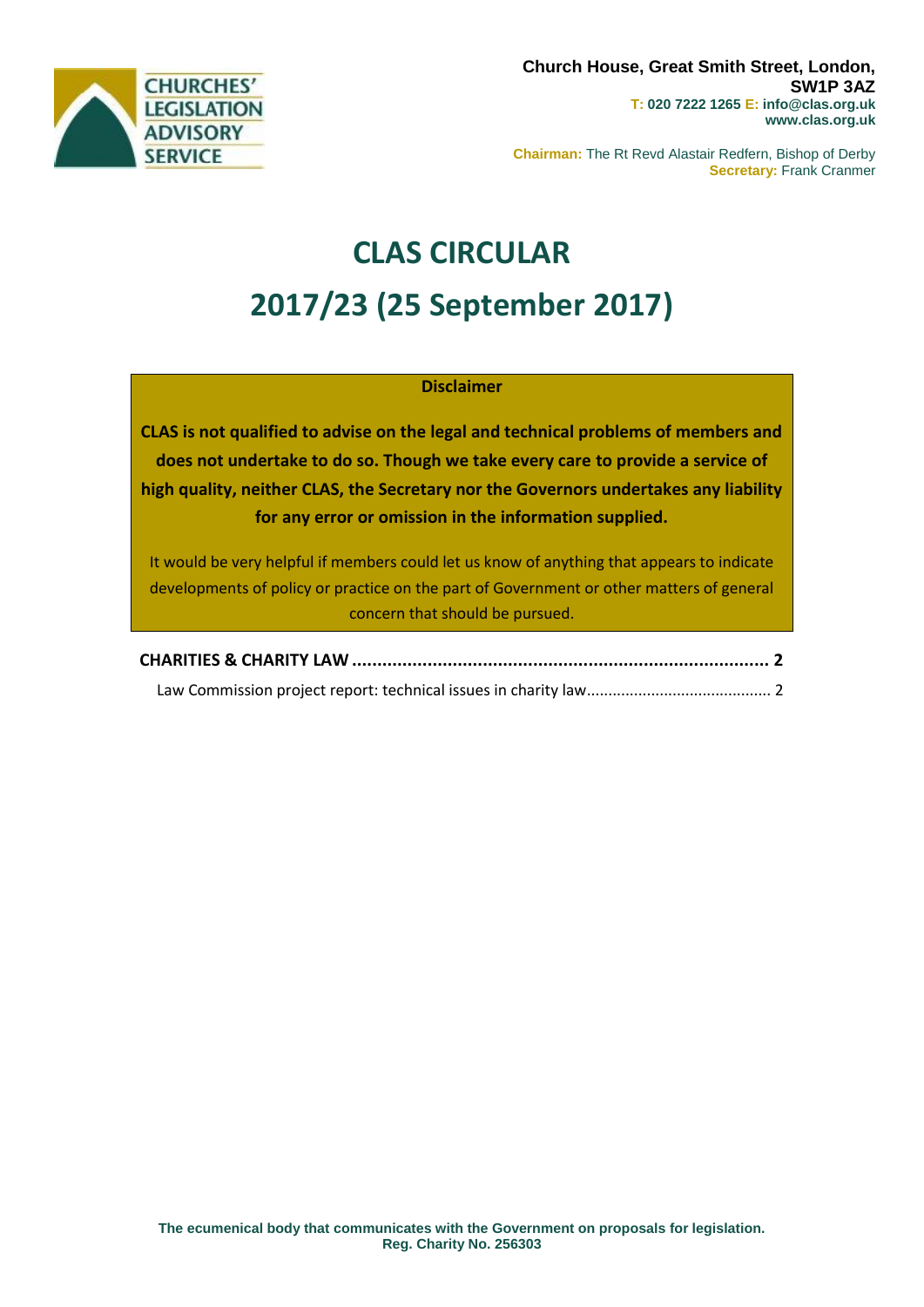CHURCHES' LEGISLATION ADVISORY SERVICE

**Church House, Great Smith Street, London, SW1P 3AZ**
**T: 020 7222 1265 E: info@clas.org.uk**
**www.clas.org.uk**

**Chairman:** The Rt Revd Alastair Redfern, Bishop of Derby
**Secretary:** Frank Cranmer

# CLAS CIRCULAR

# 2017/23 (25 September 2017)

**Disclaimer**

**CLAS is not qualified to advise on the legal and technical problems of members and does not undertake to do so. Though we take every care to provide a service of high quality, neither CLAS, the Secretary nor the Governors undertakes any liability for any error or omission in the information supplied.**

It would be very helpful if members could let us know of anything that appears to indicate developments of policy or practice on the part of Government or other matters of general concern that should be pursued.

**CHARITIES & CHARITY LAW .......... 2**

Law Commission project report: technical issues in charity law .......... 2

**The ecumenical body that communicates with the Government on proposals for legislation.**
**Reg. Charity No. 256303**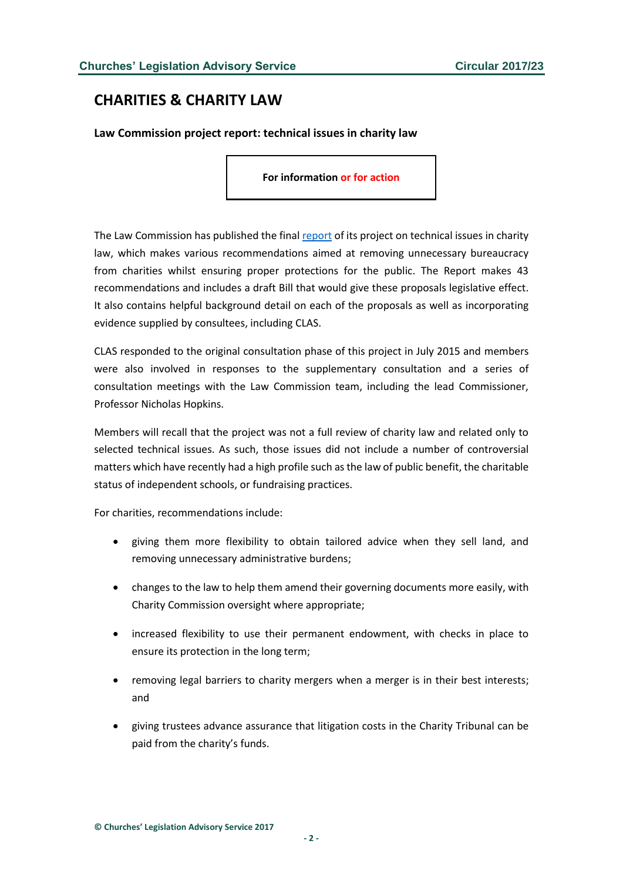## CHARITIES & CHARITY LAW

**Law Commission project report: technical issues in charity law**

**For information or for action**

The Law Commission has published the final [report](report) of its project on technical issues in charity law, which makes various recommendations aimed at removing unnecessary bureaucracy from charities whilst ensuring proper protections for the public. The Report makes 43 recommendations and includes a draft Bill that would give these proposals legislative effect. It also contains helpful background detail on each of the proposals as well as incorporating evidence supplied by consultees, including CLAS.

CLAS responded to the original consultation phase of this project in July 2015 and members were also involved in responses to the supplementary consultation and a series of consultation meetings with the Law Commission team, including the lead Commissioner, Professor Nicholas Hopkins.

Members will recall that the project was not a full review of charity law and related only to selected technical issues. As such, those issues did not include a number of controversial matters which have recently had a high profile such as the law of public benefit, the charitable status of independent schools, or fundraising practices.

For charities, recommendations include:

- giving them more flexibility to obtain tailored advice when they sell land, and removing unnecessary administrative burdens;
- changes to the law to help them amend their governing documents more easily, with Charity Commission oversight where appropriate;
- increased flexibility to use their permanent endowment, with checks in place to ensure its protection in the long term;
- removing legal barriers to charity mergers when a merger is in their best interests; and
- giving trustees advance assurance that litigation costs in the Charity Tribunal can be paid from the charity's funds.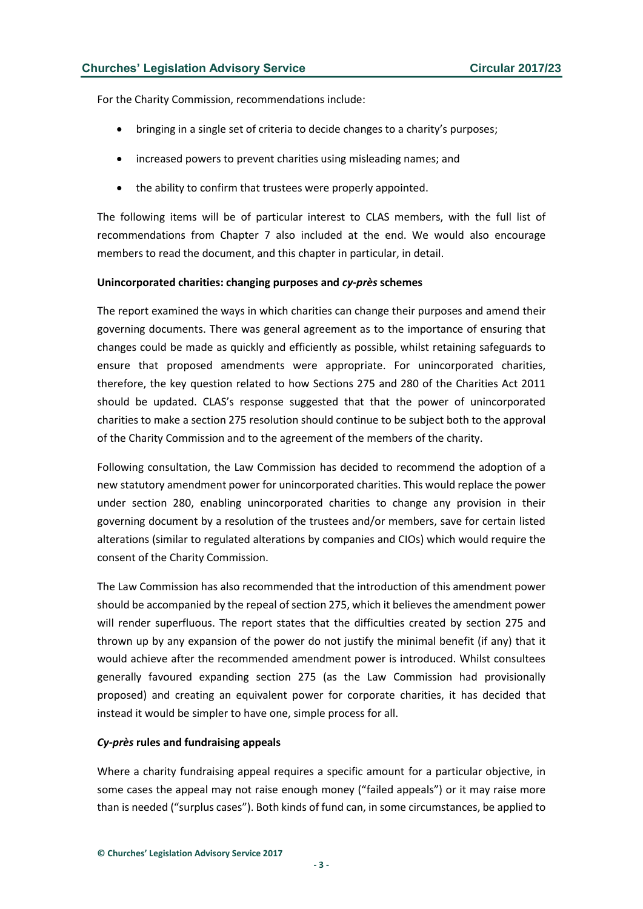For the Charity Commission, recommendations include:

- bringing in a single set of criteria to decide changes to a charity's purposes;
- increased powers to prevent charities using misleading names; and
- the ability to confirm that trustees were properly appointed.

The following items will be of particular interest to CLAS members, with the full list of recommendations from Chapter 7 also included at the end. We would also encourage members to read the document, and this chapter in particular, in detail.

**Unincorporated charities: changing purposes and *cy-près* schemes**

The report examined the ways in which charities can change their purposes and amend their governing documents. There was general agreement as to the importance of ensuring that changes could be made as quickly and efficiently as possible, whilst retaining safeguards to ensure that proposed amendments were appropriate. For unincorporated charities, therefore, the key question related to how Sections 275 and 280 of the Charities Act 2011 should be updated. CLAS's response suggested that that the power of unincorporated charities to make a section 275 resolution should continue to be subject both to the approval of the Charity Commission and to the agreement of the members of the charity.

Following consultation, the Law Commission has decided to recommend the adoption of a new statutory amendment power for unincorporated charities. This would replace the power under section 280, enabling unincorporated charities to change any provision in their governing document by a resolution of the trustees and/or members, save for certain listed alterations (similar to regulated alterations by companies and CIOs) which would require the consent of the Charity Commission.

The Law Commission has also recommended that the introduction of this amendment power should be accompanied by the repeal of section 275, which it believes the amendment power will render superfluous. The report states that the difficulties created by section 275 and thrown up by any expansion of the power do not justify the minimal benefit (if any) that it would achieve after the recommended amendment power is introduced. Whilst consultees generally favoured expanding section 275 (as the Law Commission had provisionally proposed) and creating an equivalent power for corporate charities, it has decided that instead it would be simpler to have one, simple process for all.

***Cy-près* rules and fundraising appeals**

Where a charity fundraising appeal requires a specific amount for a particular objective, in some cases the appeal may not raise enough money ("failed appeals") or it may raise more than is needed ("surplus cases"). Both kinds of fund can, in some circumstances, be applied to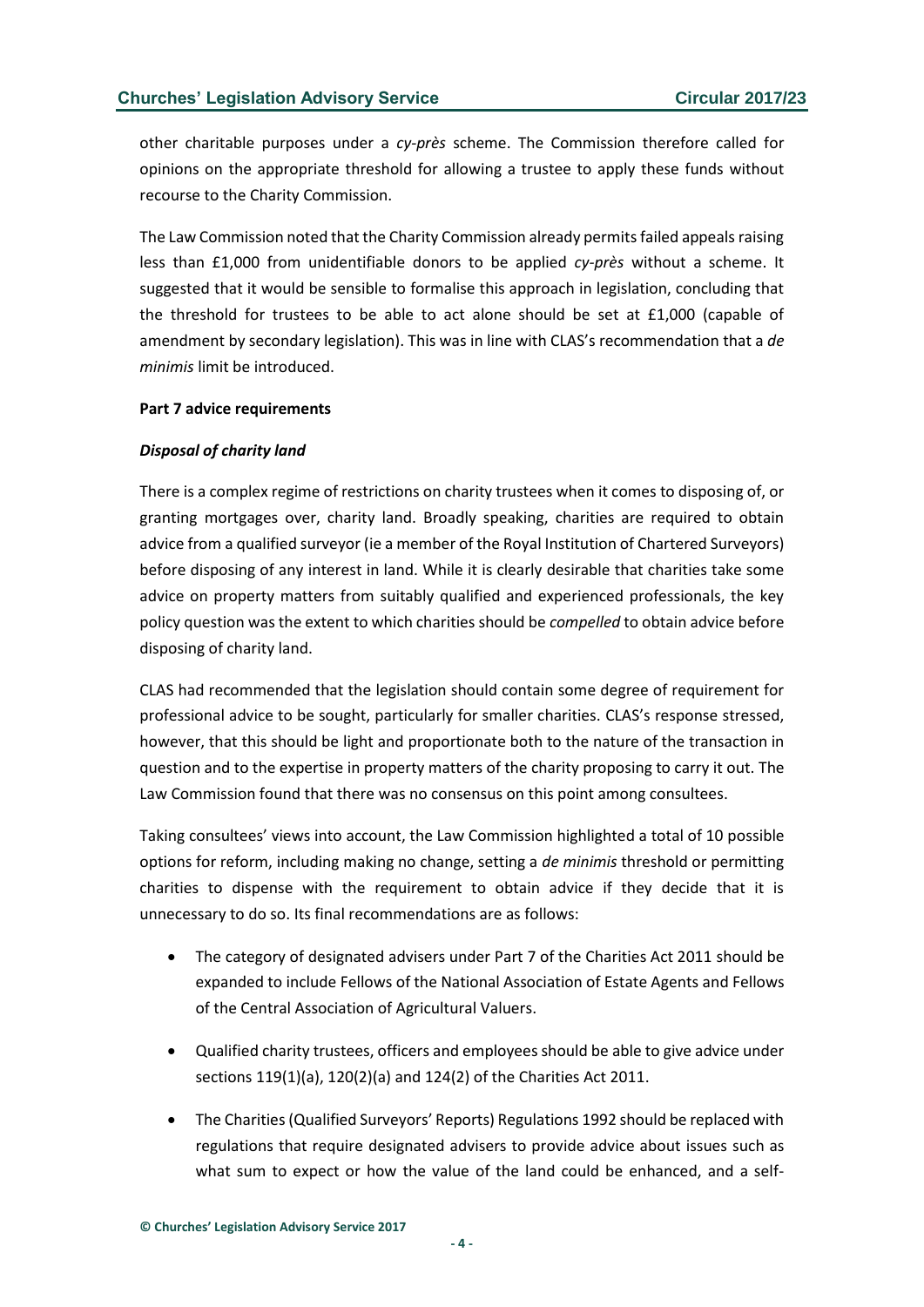other charitable purposes under a *cy-près* scheme. The Commission therefore called for opinions on the appropriate threshold for allowing a trustee to apply these funds without recourse to the Charity Commission.

The Law Commission noted that the Charity Commission already permits failed appeals raising less than £1,000 from unidentifiable donors to be applied *cy-près* without a scheme. It suggested that it would be sensible to formalise this approach in legislation, concluding that the threshold for trustees to be able to act alone should be set at £1,000 (capable of amendment by secondary legislation). This was in line with CLAS's recommendation that a *de minimis* limit be introduced.

**Part 7 advice requirements**

***Disposal of charity land***

There is a complex regime of restrictions on charity trustees when it comes to disposing of, or granting mortgages over, charity land. Broadly speaking, charities are required to obtain advice from a qualified surveyor (ie a member of the Royal Institution of Chartered Surveyors) before disposing of any interest in land. While it is clearly desirable that charities take some advice on property matters from suitably qualified and experienced professionals, the key policy question was the extent to which charities should be *compelled* to obtain advice before disposing of charity land.

CLAS had recommended that the legislation should contain some degree of requirement for professional advice to be sought, particularly for smaller charities. CLAS's response stressed, however, that this should be light and proportionate both to the nature of the transaction in question and to the expertise in property matters of the charity proposing to carry it out. The Law Commission found that there was no consensus on this point among consultees.

Taking consultees' views into account, the Law Commission highlighted a total of 10 possible options for reform, including making no change, setting a *de minimis* threshold or permitting charities to dispense with the requirement to obtain advice if they decide that it is unnecessary to do so. Its final recommendations are as follows:

- The category of designated advisers under Part 7 of the Charities Act 2011 should be expanded to include Fellows of the National Association of Estate Agents and Fellows of the Central Association of Agricultural Valuers.
- Qualified charity trustees, officers and employees should be able to give advice under sections 119(1)(a), 120(2)(a) and 124(2) of the Charities Act 2011.
- The Charities (Qualified Surveyors' Reports) Regulations 1992 should be replaced with regulations that require designated advisers to provide advice about issues such as what sum to expect or how the value of the land could be enhanced, and a self-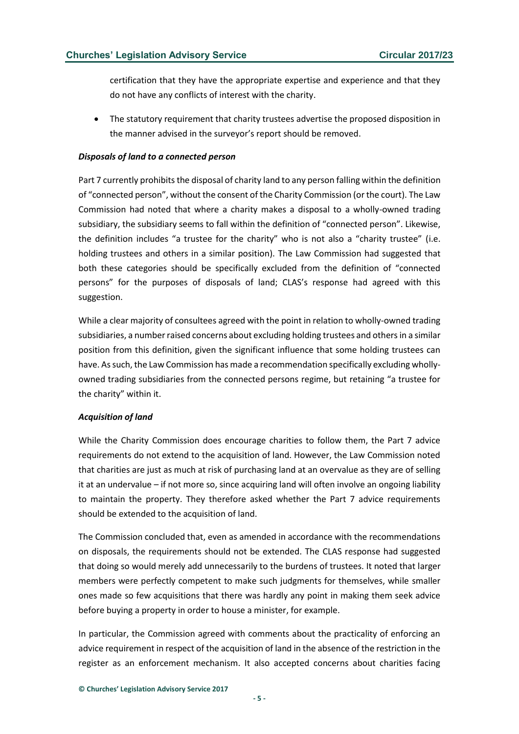certification that they have the appropriate expertise and experience and that they do not have any conflicts of interest with the charity.

- The statutory requirement that charity trustees advertise the proposed disposition in the manner advised in the surveyor's report should be removed.

***Disposals of land to a connected person***

Part 7 currently prohibits the disposal of charity land to any person falling within the definition of "connected person", without the consent of the Charity Commission (or the court). The Law Commission had noted that where a charity makes a disposal to a wholly-owned trading subsidiary, the subsidiary seems to fall within the definition of "connected person". Likewise, the definition includes "a trustee for the charity" who is not also a "charity trustee" (i.e. holding trustees and others in a similar position). The Law Commission had suggested that both these categories should be specifically excluded from the definition of "connected persons" for the purposes of disposals of land; CLAS's response had agreed with this suggestion.

While a clear majority of consultees agreed with the point in relation to wholly-owned trading subsidiaries, a number raised concerns about excluding holding trustees and others in a similar position from this definition, given the significant influence that some holding trustees can have. As such, the Law Commission has made a recommendation specifically excluding wholly-owned trading subsidiaries from the connected persons regime, but retaining "a trustee for the charity" within it.

***Acquisition of land***

While the Charity Commission does encourage charities to follow them, the Part 7 advice requirements do not extend to the acquisition of land. However, the Law Commission noted that charities are just as much at risk of purchasing land at an overvalue as they are of selling it at an undervalue – if not more so, since acquiring land will often involve an ongoing liability to maintain the property. They therefore asked whether the Part 7 advice requirements should be extended to the acquisition of land.

The Commission concluded that, even as amended in accordance with the recommendations on disposals, the requirements should not be extended. The CLAS response had suggested that doing so would merely add unnecessarily to the burdens of trustees. It noted that larger members were perfectly competent to make such judgments for themselves, while smaller ones made so few acquisitions that there was hardly any point in making them seek advice before buying a property in order to house a minister, for example.

In particular, the Commission agreed with comments about the practicality of enforcing an advice requirement in respect of the acquisition of land in the absence of the restriction in the register as an enforcement mechanism. It also accepted concerns about charities facing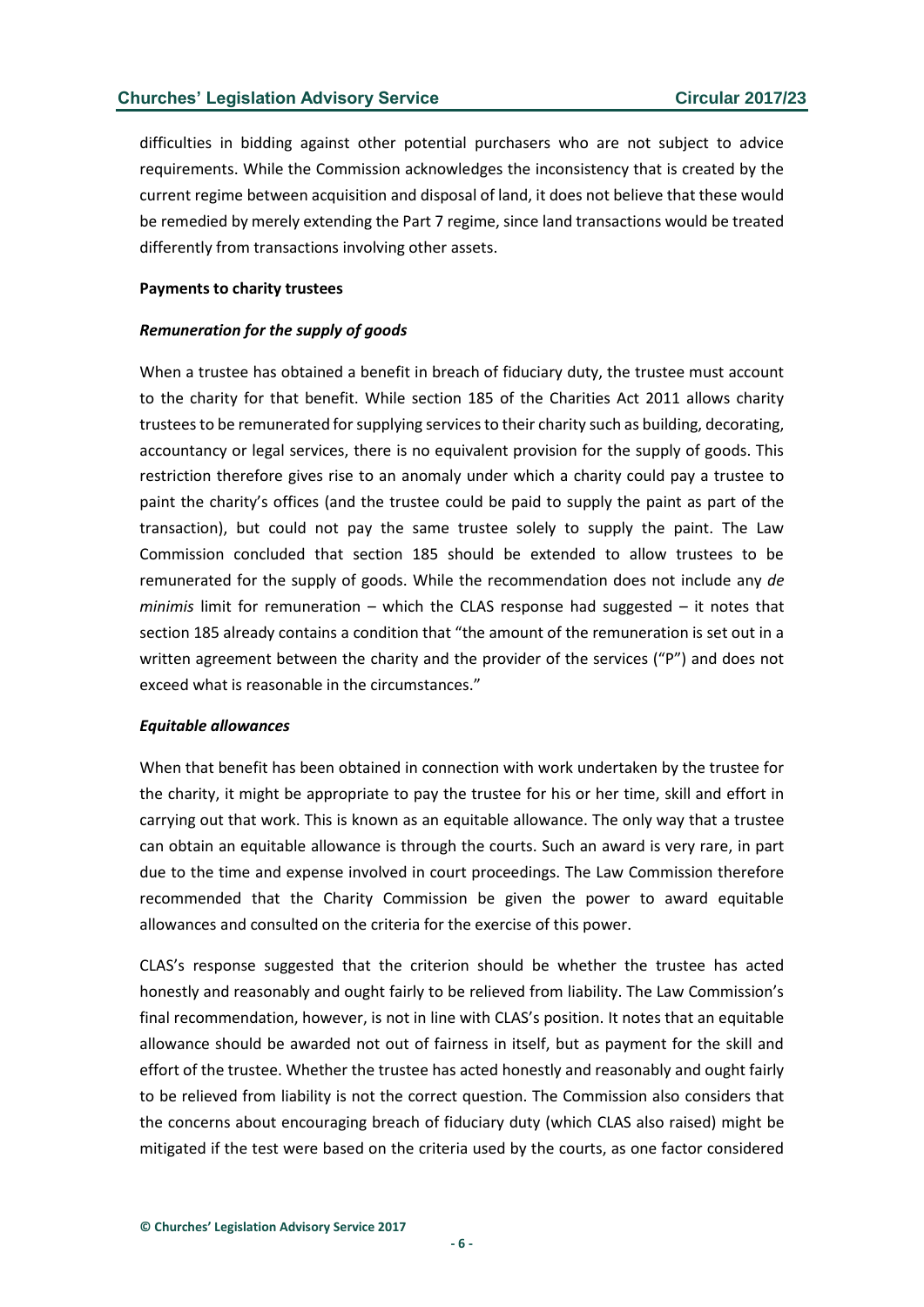difficulties in bidding against other potential purchasers who are not subject to advice requirements. While the Commission acknowledges the inconsistency that is created by the current regime between acquisition and disposal of land, it does not believe that these would be remedied by merely extending the Part 7 regime, since land transactions would be treated differently from transactions involving other assets.

**Payments to charity trustees**

***Remuneration for the supply of goods***

When a trustee has obtained a benefit in breach of fiduciary duty, the trustee must account to the charity for that benefit. While section 185 of the Charities Act 2011 allows charity trustees to be remunerated for supplying services to their charity such as building, decorating, accountancy or legal services, there is no equivalent provision for the supply of goods. This restriction therefore gives rise to an anomaly under which a charity could pay a trustee to paint the charity's offices (and the trustee could be paid to supply the paint as part of the transaction), but could not pay the same trustee solely to supply the paint. The Law Commission concluded that section 185 should be extended to allow trustees to be remunerated for the supply of goods. While the recommendation does not include any *de minimis* limit for remuneration – which the CLAS response had suggested – it notes that section 185 already contains a condition that "the amount of the remuneration is set out in a written agreement between the charity and the provider of the services ("P") and does not exceed what is reasonable in the circumstances."

***Equitable allowances***

When that benefit has been obtained in connection with work undertaken by the trustee for the charity, it might be appropriate to pay the trustee for his or her time, skill and effort in carrying out that work. This is known as an equitable allowance. The only way that a trustee can obtain an equitable allowance is through the courts. Such an award is very rare, in part due to the time and expense involved in court proceedings. The Law Commission therefore recommended that the Charity Commission be given the power to award equitable allowances and consulted on the criteria for the exercise of this power.

CLAS's response suggested that the criterion should be whether the trustee has acted honestly and reasonably and ought fairly to be relieved from liability. The Law Commission's final recommendation, however, is not in line with CLAS's position. It notes that an equitable allowance should be awarded not out of fairness in itself, but as payment for the skill and effort of the trustee. Whether the trustee has acted honestly and reasonably and ought fairly to be relieved from liability is not the correct question. The Commission also considers that the concerns about encouraging breach of fiduciary duty (which CLAS also raised) might be mitigated if the test were based on the criteria used by the courts, as one factor considered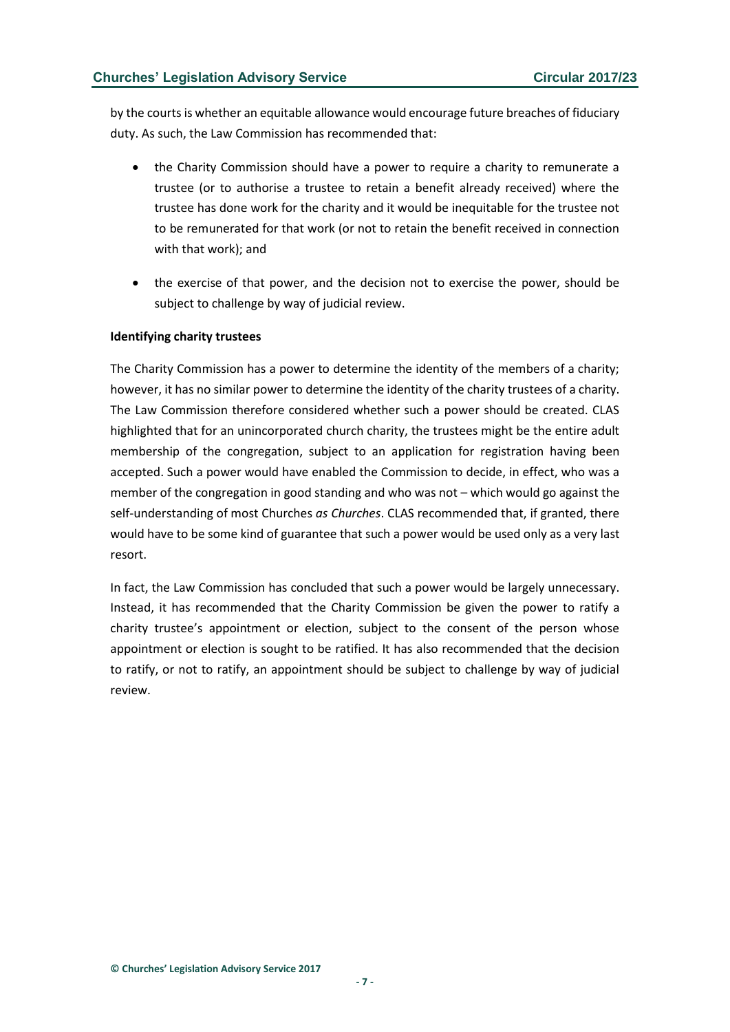by the courts is whether an equitable allowance would encourage future breaches of fiduciary duty. As such, the Law Commission has recommended that:

- the Charity Commission should have a power to require a charity to remunerate a trustee (or to authorise a trustee to retain a benefit already received) where the trustee has done work for the charity and it would be inequitable for the trustee not to be remunerated for that work (or not to retain the benefit received in connection with that work); and
- the exercise of that power, and the decision not to exercise the power, should be subject to challenge by way of judicial review.

**Identifying charity trustees**

The Charity Commission has a power to determine the identity of the members of a charity; however, it has no similar power to determine the identity of the charity trustees of a charity. The Law Commission therefore considered whether such a power should be created. CLAS highlighted that for an unincorporated church charity, the trustees might be the entire adult membership of the congregation, subject to an application for registration having been accepted. Such a power would have enabled the Commission to decide, in effect, who was a member of the congregation in good standing and who was not – which would go against the self-understanding of most Churches *as Churches*. CLAS recommended that, if granted, there would have to be some kind of guarantee that such a power would be used only as a very last resort.

In fact, the Law Commission has concluded that such a power would be largely unnecessary. Instead, it has recommended that the Charity Commission be given the power to ratify a charity trustee's appointment or election, subject to the consent of the person whose appointment or election is sought to be ratified. It has also recommended that the decision to ratify, or not to ratify, an appointment should be subject to challenge by way of judicial review.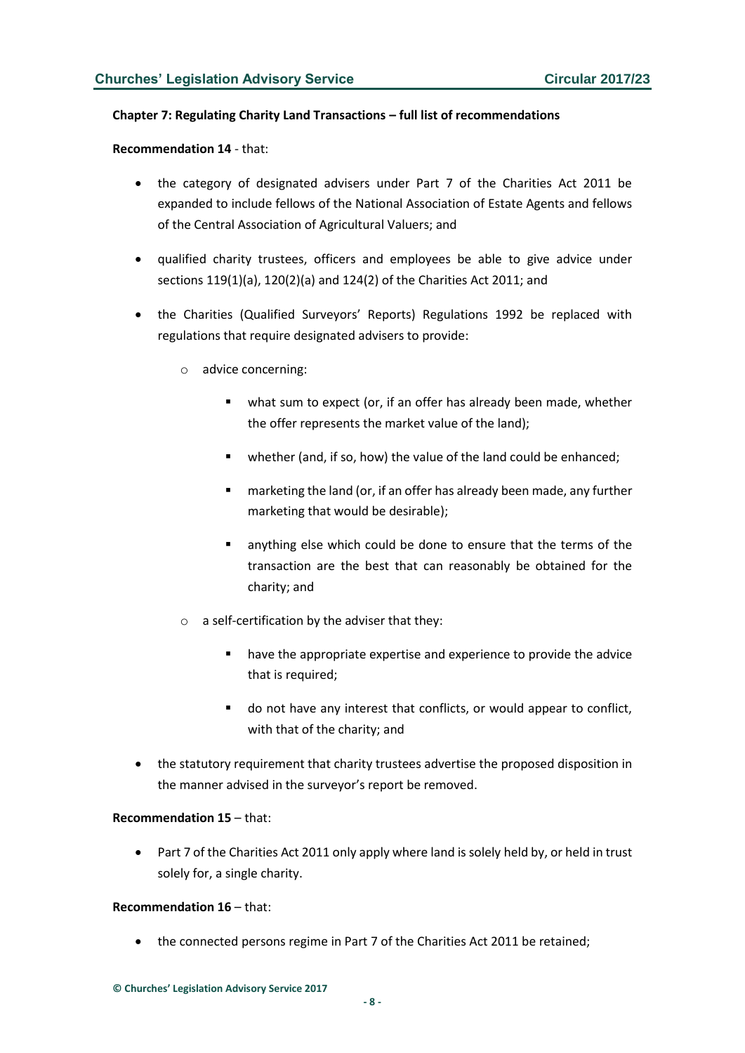**Chapter 7: Regulating Charity Land Transactions – full list of recommendations**

**Recommendation 14** - that:

- the category of designated advisers under Part 7 of the Charities Act 2011 be expanded to include fellows of the National Association of Estate Agents and fellows of the Central Association of Agricultural Valuers; and
- qualified charity trustees, officers and employees be able to give advice under sections 119(1)(a), 120(2)(a) and 124(2) of the Charities Act 2011; and
- the Charities (Qualified Surveyors' Reports) Regulations 1992 be replaced with regulations that require designated advisers to provide:
  - advice concerning:
    - what sum to expect (or, if an offer has already been made, whether the offer represents the market value of the land);
    - whether (and, if so, how) the value of the land could be enhanced;
    - marketing the land (or, if an offer has already been made, any further marketing that would be desirable);
    - anything else which could be done to ensure that the terms of the transaction are the best that can reasonably be obtained for the charity; and
  - a self-certification by the adviser that they:
    - have the appropriate expertise and experience to provide the advice that is required;
    - do not have any interest that conflicts, or would appear to conflict, with that of the charity; and
- the statutory requirement that charity trustees advertise the proposed disposition in the manner advised in the surveyor's report be removed.

**Recommendation 15** – that:

- Part 7 of the Charities Act 2011 only apply where land is solely held by, or held in trust solely for, a single charity.

**Recommendation 16** – that:

- the connected persons regime in Part 7 of the Charities Act 2011 be retained;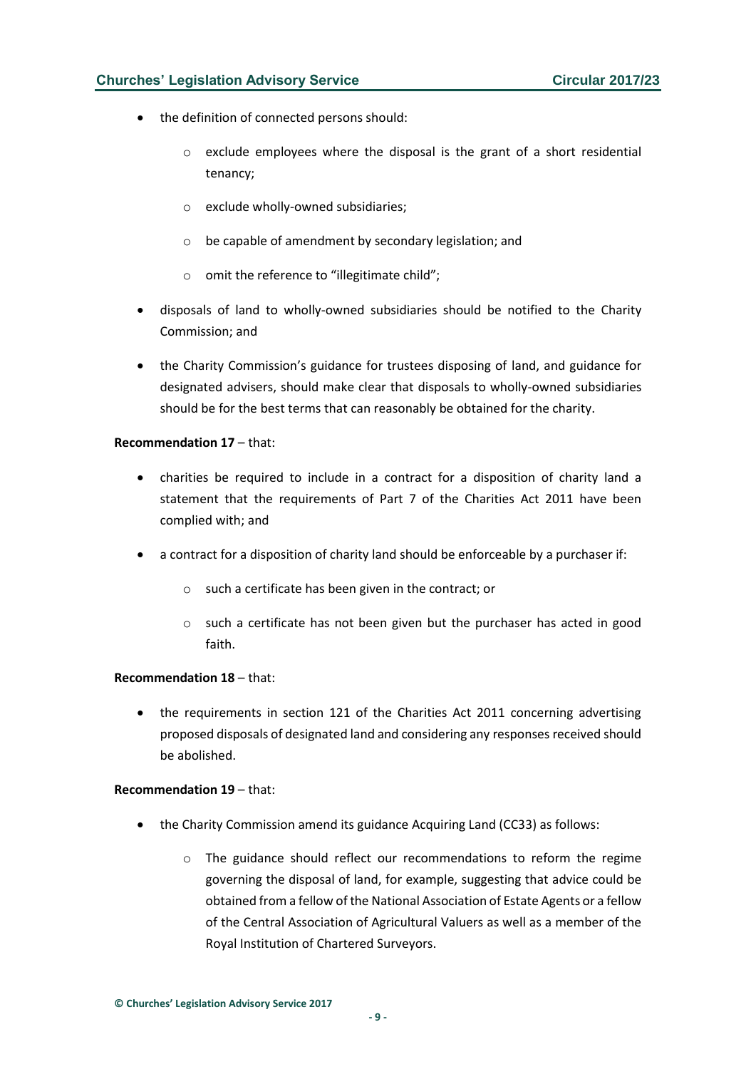- the definition of connected persons should:
    - exclude employees where the disposal is the grant of a short residential tenancy;
    - exclude wholly-owned subsidiaries;
    - be capable of amendment by secondary legislation; and
    - omit the reference to "illegitimate child";
- disposals of land to wholly-owned subsidiaries should be notified to the Charity Commission; and
- the Charity Commission's guidance for trustees disposing of land, and guidance for designated advisers, should make clear that disposals to wholly-owned subsidiaries should be for the best terms that can reasonably be obtained for the charity.

**Recommendation 17** – that:

- charities be required to include in a contract for a disposition of charity land a statement that the requirements of Part 7 of the Charities Act 2011 have been complied with; and
- a contract for a disposition of charity land should be enforceable by a purchaser if:
    - such a certificate has been given in the contract; or
    - such a certificate has not been given but the purchaser has acted in good faith.

**Recommendation 18** – that:

- the requirements in section 121 of the Charities Act 2011 concerning advertising proposed disposals of designated land and considering any responses received should be abolished.

**Recommendation 19** – that:

- the Charity Commission amend its guidance Acquiring Land (CC33) as follows:
    - The guidance should reflect our recommendations to reform the regime governing the disposal of land, for example, suggesting that advice could be obtained from a fellow of the National Association of Estate Agents or a fellow of the Central Association of Agricultural Valuers as well as a member of the Royal Institution of Chartered Surveyors.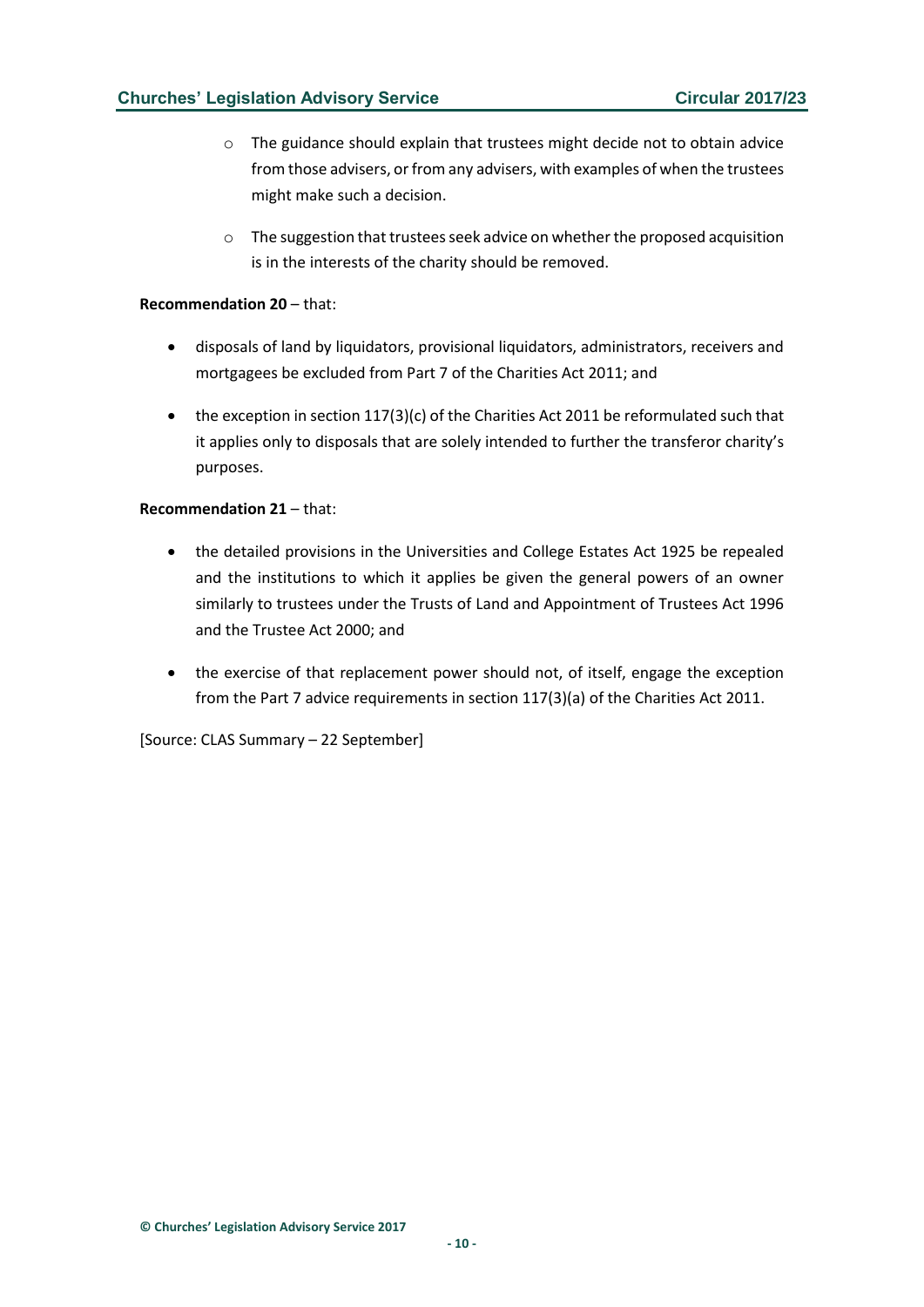- The guidance should explain that trustees might decide not to obtain advice from those advisers, or from any advisers, with examples of when the trustees might make such a decision.

    - The suggestion that trustees seek advice on whether the proposed acquisition is in the interests of the charity should be removed.

**Recommendation 20** – that:

- disposals of land by liquidators, provisional liquidators, administrators, receivers and mortgagees be excluded from Part 7 of the Charities Act 2011; and

- the exception in section 117(3)(c) of the Charities Act 2011 be reformulated such that it applies only to disposals that are solely intended to further the transferor charity's purposes.

**Recommendation 21** – that:

- the detailed provisions in the Universities and College Estates Act 1925 be repealed and the institutions to which it applies be given the general powers of an owner similarly to trustees under the Trusts of Land and Appointment of Trustees Act 1996 and the Trustee Act 2000; and

- the exercise of that replacement power should not, of itself, engage the exception from the Part 7 advice requirements in section 117(3)(a) of the Charities Act 2011.

[Source: CLAS Summary – 22 September]